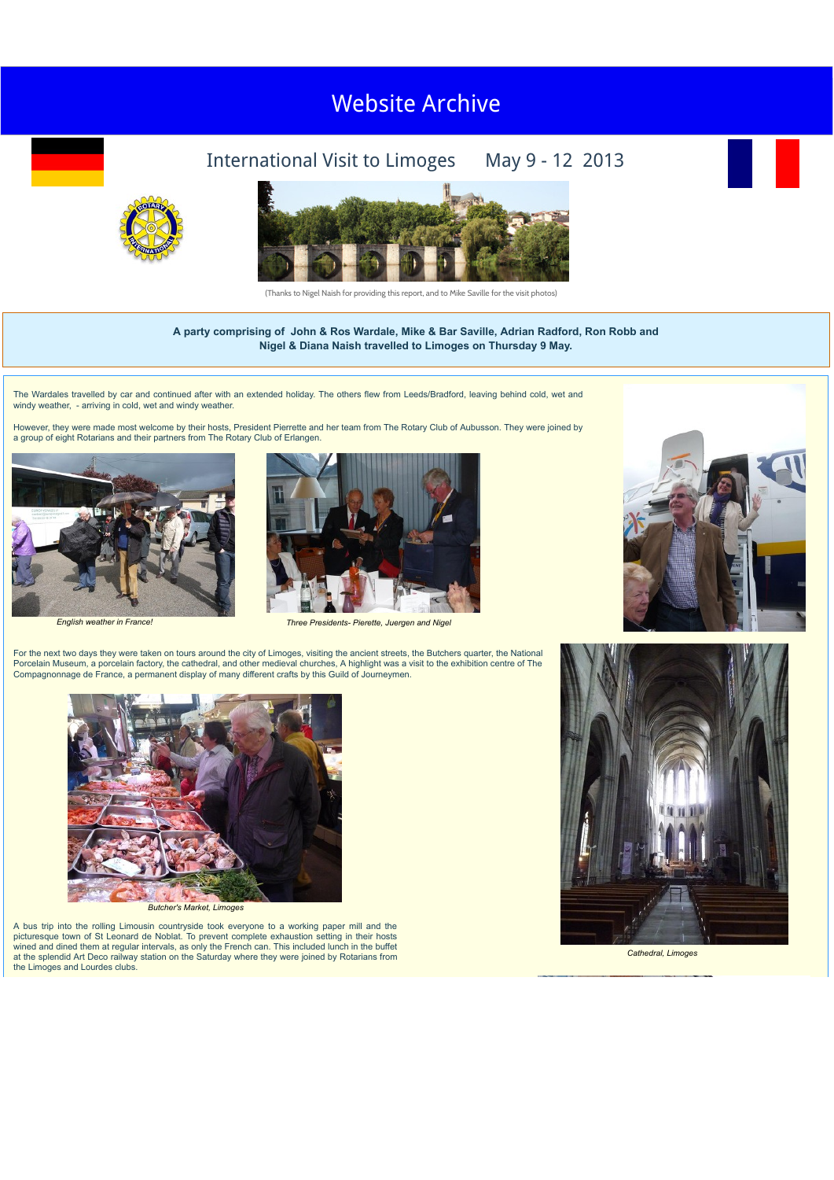# Website Archive

## International Visit to Limoges May 9 - 12 2013

(Thanks to Nigel Naish for providing this report, and to Mike Saville for the visit photos)

**A party comprising of John & Ros Wardale, Mike & Bar Saville, Adrian Radford, Ron Robb and Nigel & Diana Naish travelled to Limoges on Thursday 9 May.**

The Wardales travelled by car and continued after with an extended holiday. The others flew from Leeds/Bradford, leaving behind cold, wet and windy weather, - arriving in cold, wet and windy weather.

However, they were made most welcome by their hosts, President Pierrette and her team from The Rotary Club of Aubusson. They were joined by a group of eight Rotarians and their partners from The Rotary Club of Erlangen.

*English weather in France!*

*Three Presidents- Pierette, Juergen and Nigel*

For the next two days they were taken on tours around the city of Limoges, visiting the ancient streets, the Butchers quarter, the National Porcelain Museum, a porcelain factory, the cathedral, and other medieval churches, A highlight was a visit to the exhibition centre of The Compagnonnage de France, a permanent display of many different crafts by this Guild of Journeymen.

*Butcher's Market, Limoges*

*Cathedral, Limoges*

A bus trip into the rolling Limousin countryside took everyone to a working paper mill and the picturesque town of St Leonard de Noblat. To prevent complete exhaustion setting in their hosts wined and dined them at regular intervals, as only the French can. This included lunch in the buffet at the splendid Art Deco railway station on the Saturday where they were joined by Rotarians from the Limoges and Lourdes clubs.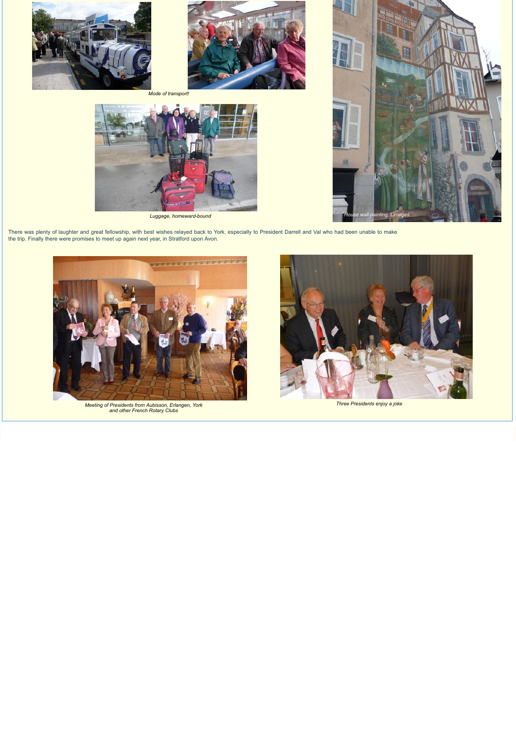*Mode of transport!*

*Luggage, homeward-bound*

*House wall painting, Limoges*

There was plenty of laughter and great fellowship, with best wishes relayed back to York, especially to President Darrell and Val who had been unable to make the trip. Finally there were promises to meet up again next year, in Stratford upon Avon.

*Meeting of Presidents from Aubisson, Erlangen, York and other French Rotary Clubs*

*Three Presidents enjoy a joke*